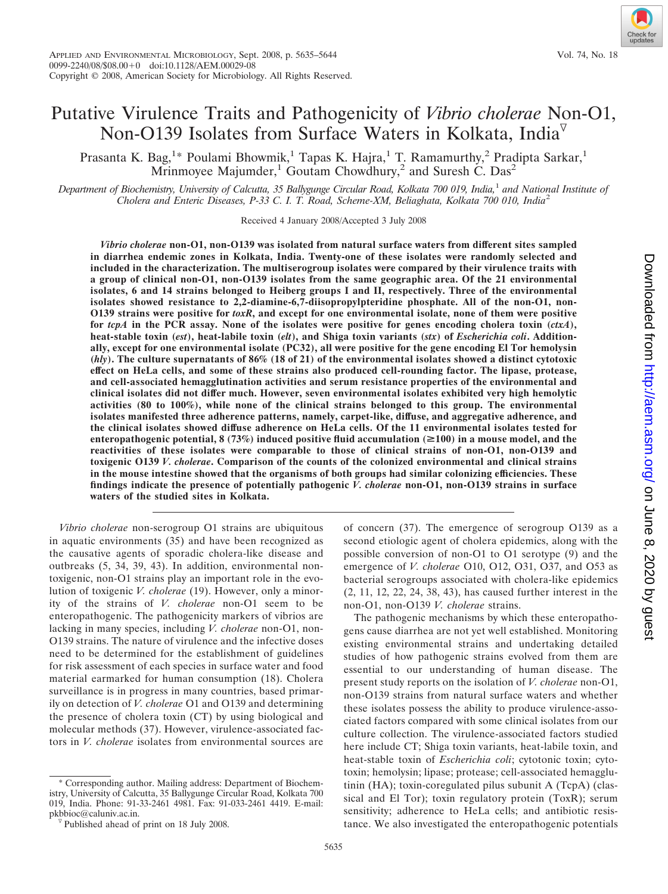# Putative Virulence Traits and Pathogenicity of *Vibrio cholerae* Non-O1, Non-O139 Isolates from Surface Waters in Kolkata, India▽

Prasanta K. Bag,[1]* Poulami Bhowmik,[1] Tapas K. Hajra,[1] T. Ramamurthy,[2] Pradipta Sarkar,[1] Mrinmoyee Majumder,[1] Goutam Chowdhury,[2] and Suresh C. Das[2]

*Department of Biochemistry, University of Calcutta, 35 Ballygunge Circular Road, Kolkata 700 019, India,[1] and National Institute of Cholera and Enteric Diseases, P-33 C. I. T. Road, Scheme-XM, Beliaghata, Kolkata 700 010, India[2]*

Received 4 January 2008/Accepted 3 July 2008

***Vibrio cholerae* non-O1, non-O139 was isolated from natural surface waters from different sites sampled in diarrhea endemic zones in Kolkata, India. Twenty-one of these isolates were randomly selected and included in the characterization. The multiserogroup isolates were compared by their virulence traits with a group of clinical non-O1, non-O139 isolates from the same geographic area. Of the 21 environmental isolates, 6 and 14 strains belonged to Heiberg groups I and II, respectively. Three of the environmental isolates showed resistance to 2,2-diamine-6,7-diisopropylpteridine phosphate. All of the non-O1, non-O139 strains were positive for *toxR*, and except for one environmental isolate, none of them were positive for *tcpA* in the PCR assay. None of the isolates were positive for genes encoding cholera toxin (*ctxA*), heat-stable toxin (*est*), heat-labile toxin (*elt*), and Shiga toxin variants (*stx*) of *Escherichia coli*. Additionally, except for one environmental isolate (PC32), all were positive for the gene encoding El Tor hemolysin (*hly*). The culture supernatants of 86% (18 of 21) of the environmental isolates showed a distinct cytotoxic effect on HeLa cells, and some of these strains also produced cell-rounding factor. The lipase, protease, and cell-associated hemagglutination activities and serum resistance properties of the environmental and clinical isolates did not differ much. However, seven environmental isolates exhibited very high hemolytic activities (80 to 100%), while none of the clinical strains belonged to this group. The environmental isolates manifested three adherence patterns, namely, carpet-like, diffuse, and aggregative adherence, and the clinical isolates showed diffuse adherence on HeLa cells. Of the 11 environmental isolates tested for enteropathogenic potential, 8 (73%) induced positive fluid accumulation (≥100) in a mouse model, and the reactivities of these isolates were comparable to those of clinical strains of non-O1, non-O139 and toxigenic O139 *V. cholerae*. Comparison of the counts of the colonized environmental and clinical strains in the mouse intestine showed that the organisms of both groups had similar colonizing efficiencies. These findings indicate the presence of potentially pathogenic *V. cholerae* non-O1, non-O139 strains in surface waters of the studied sites in Kolkata.**

*Vibrio cholerae* non-serogroup O1 strains are ubiquitous in aquatic environments (35) and have been recognized as the causative agents of sporadic cholera-like disease and outbreaks (5, 34, 39, 43). In addition, environmental nontoxigenic, non-O1 strains play an important role in the evolution of toxigenic *V. cholerae* (19). However, only a minority of the strains of *V. cholerae* non-O1 seem to be enteropathogenic. The pathogenicity markers of vibrios are lacking in many species, including *V. cholerae* non-O1, non-O139 strains. The nature of virulence and the infective doses need to be determined for the establishment of guidelines for risk assessment of each species in surface water and food material earmarked for human consumption (18). Cholera surveillance is in progress in many countries, based primarily on detection of *V. cholerae* O1 and O139 and determining the presence of cholera toxin (CT) by using biological and molecular methods (37). However, virulence-associated factors in *V. cholerae* isolates from environmental sources are of concern (37). The emergence of serogroup O139 as a second etiologic agent of cholera epidemics, along with the possible conversion of non-O1 to O1 serotype (9) and the emergence of *V. cholerae* O10, O12, O31, O37, and O53 as bacterial serogroups associated with cholera-like epidemics (2, 11, 12, 22, 24, 38, 43), has caused further interest in the non-O1, non-O139 *V. cholerae* strains.

The pathogenic mechanisms by which these enteropathogens cause diarrhea are not yet well established. Monitoring existing environmental strains and undertaking detailed studies of how pathogenic strains evolved from them are essential to our understanding of human disease. The present study reports on the isolation of *V. cholerae* non-O1, non-O139 strains from natural surface waters and whether these isolates possess the ability to produce virulence-associated factors compared with some clinical isolates from our culture collection. The virulence-associated factors studied here include CT; Shiga toxin variants, heat-labile toxin, and heat-stable toxin of *Escherichia coli*; cytotonic toxin; cytotoxin; hemolysin; lipase; protease; cell-associated hemagglutinin (HA); toxin-coregulated pilus subunit A (TcpA) (classical and El Tor); toxin regulatory protein (ToxR); serum sensitivity; adherence to HeLa cells; and antibiotic resistance. We also investigated the enteropathogenic potentials

\* Corresponding author. Mailing address: Department of Biochemistry, University of Calcutta, 35 Ballygunge Circular Road, Kolkata 700 019, India. Phone: 91-33-2461 4981. Fax: 91-033-2461 4419. E-mail: pkbbioc@caluniv.ac.in.

▽ Published ahead of print on 18 July 2008.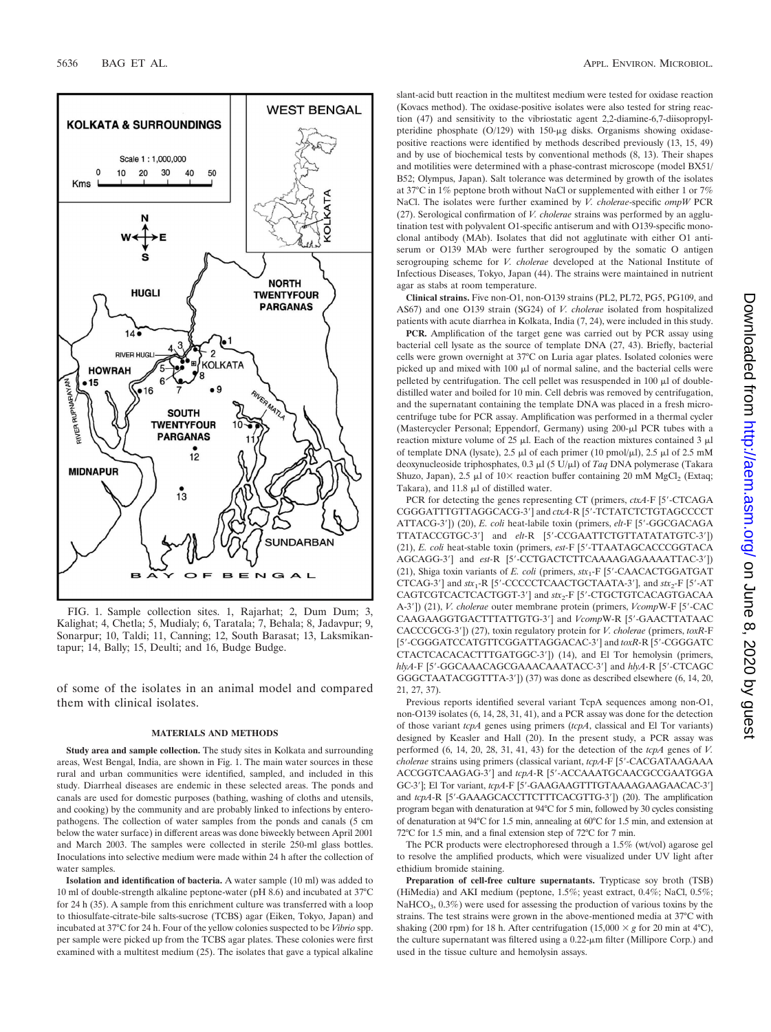FIG. 1. Sample collection sites. 1, Rajarhat; 2, Dum Dum; 3, Kalighat; 4, Chetla; 5, Mudialy; 6, Taratala; 7, Behala; 8, Jadavpur; 9, Sonarpur; 10, Taldi; 11, Canning; 12, South Barasat; 13, Laksmikantapur; 14, Bally; 15, Deulti; and 16, Budge Budge.

of some of the isolates in an animal model and compared them with clinical isolates.

## MATERIALS AND METHODS

**Study area and sample collection.** The study sites in Kolkata and surrounding areas, West Bengal, India, are shown in Fig. 1. The main water sources in these rural and urban communities were identified, sampled, and included in this study. Diarrheal diseases are endemic in these selected areas. The ponds and canals are used for domestic purposes (bathing, washing of cloths and utensils, and cooking) by the community and are probably linked to infections by enteropathogens. The collection of water samples from the ponds and canals (5 cm below the water surface) in different areas was done biweekly between April 2001 and March 2003. The samples were collected in sterile 250-ml glass bottles. Inoculations into selective medium were made within 24 h after the collection of water samples.

**Isolation and identification of bacteria.** A water sample (10 ml) was added to 10 ml of double-strength alkaline peptone-water (pH 8.6) and incubated at 37°C for 24 h (35). A sample from this enrichment culture was transferred with a loop to thiosulfate-citrate-bile salts-sucrose (TCBS) agar (Eiken, Tokyo, Japan) and incubated at 37°C for 24 h. Four of the yellow colonies suspected to be *Vibrio* spp. per sample were picked up from the TCBS agar plates. These colonies were first examined with a multitest medium (25). The isolates that gave a typical alkaline slant-acid butt reaction in the multitest medium were tested for oxidase reaction (Kovacs method). The oxidase-positive isolates were also tested for string reaction (47) and sensitivity to the vibriostatic agent 2,2-diamine-6,7-diisopropylpteridine phosphate (O/129) with 150-μg disks. Organisms showing oxidase-positive reactions were identified by methods described previously (13, 15, 49) and by use of biochemical tests by conventional methods (8, 13). Their shapes and motilities were determined with a phase-contrast microscope (model BX51/B52; Olympus, Japan). Salt tolerance was determined by growth of the isolates at 37°C in 1% peptone broth without NaCl or supplemented with either 1 or 7% NaCl. The isolates were further examined by *V. cholerae*-specific *ompW* PCR (27). Serological confirmation of *V. cholerae* strains was performed by an agglutination test with polyvalent O1-specific antiserum and with O139-specific monoclonal antibody (MAb). Isolates that did not agglutinate with either O1 antiserum or O139 MAb were further serogrouped by the somatic O antigen serogrouping scheme for *V. cholerae* developed at the National Institute of Infectious Diseases, Tokyo, Japan (44). The strains were maintained in nutrient agar as stabs at room temperature.

**Clinical strains.** Five non-O1, non-O139 strains (PL2, PL72, PG5, PG109, and AS67) and one O139 strain (SG24) of *V. cholerae* isolated from hospitalized patients with acute diarrhea in Kolkata, India (7, 24), were included in this study.

**PCR.** Amplification of the target gene was carried out by PCR assay using bacterial cell lysate as the source of template DNA (27, 43). Briefly, bacterial cells were grown overnight at 37°C on Luria agar plates. Isolated colonies were picked up and mixed with 100 μl of normal saline, and the bacterial cells were pelleted by centrifugation. The cell pellet was resuspended in 100 μl of double-distilled water and boiled for 10 min. Cell debris was removed by centrifugation, and the supernatant containing the template DNA was placed in a fresh microcentrifuge tube for PCR assay. Amplification was performed in a thermal cycler (Mastercycler Personal; Eppendorf, Germany) using 200-μl PCR tubes with a reaction mixture volume of 25 μl. Each of the reaction mixtures contained 3 μl of template DNA (lysate), 2.5 μl of each primer (10 pmol/μl), 2.5 μl of 2.5 mM deoxynucleoside triphosphates, 0.3 μl (5 U/μl) of *Taq* DNA polymerase (Takara Shuzo, Japan), 2.5 μl of 10× reaction buffer containing 20 mM $MgCl_2$ (Extaq; Takara), and 11.8 μl of distilled water.

PCR for detecting the genes representing CT (primers, *ctxA*-F [5′-CTCAGACGGGATTTGTTAGGCACG-3′] and *ctxA*-R [5′-TCTATCTCTGTAGCCCCTATTACG-3′]) (20), *E. coli* heat-labile toxin (primers, *elt*-F [5′-GGCGACAGATTATACCGTGC-3′] and *elt*-R [5′-CCGAATTCTGTTATATATGTC-3′]) (21), *E. coli* heat-stable toxin (primers, *est*-F [5′-TTAATAGCACCCGGTACAAGCAGG-3′] and *est*-R [5′-CCTGACTCTTCAAAAGAGAAAATTAC-3′]) (21), Shiga toxin variants of *E. coli* (primers, $stx_1$-F [5′-CAACACTGGATGATCTCAG-3′] and $stx_1$-R [5′-CCCCCTCAACTGCTAATA-3′], and $stx_2$-F [5′-ATCAGTCGTCACTCACTGGT-3′] and $stx_2$-F [5′-CTGCTGTCACAGTGACAAA-3′]) (21), *V. cholerae* outer membrane protein (primers, *Vcomp*W-F [5′-CACCAAGAAGGTGACTTTATTGTG-3′] and *Vcomp*W-R [5′-GAACTTATAACCACCCGCG-3′]) (27), toxin regulatory protein for *V. cholerae* (primers, *toxR*-F [5′-CGGGATCCATGTTCGGATTAGGACAC-3′] and *toxR*-R [5′-CGGGATCCTACTCACACACTTTGATGGC-3′]) (14), and El Tor hemolysin (primers, *hlyA*-F [5′-GGCAAACAGCGAAACAAATACC-3′] and *hlyA*-R [5′-CTCAGCGGGCTAATACGGTTTA-3′]) (37) was done as described elsewhere (6, 14, 20, 21, 27, 37).

Previous reports identified several variant TcpA sequences among non-O1, non-O139 isolates (6, 14, 28, 31, 41), and a PCR assay was done for the detection of those variant *tcpA* genes using primers (*tcpA*, classical and El Tor variants) designed by Keasler and Hall (20). In the present study, a PCR assay was performed (6, 14, 20, 28, 31, 41, 43) for the detection of the *tcpA* genes of *V. cholerae* strains using primers (classical variant, *tcpA*-F [5′-CACGATAAGAAAACCGGTCAAGAG-3′] and *tcpA*-R [5′-ACCAAATGCAACGCCGAATGGAGC-3′]; El Tor variant, *tcpA*-F [5′-GAAGAAGTTTGTAAAAGAAGAACAC-3′] and *tcpA*-R [5′-GAAAGCACCTTCTTTCACGTTG-3′]) (20). The amplification program began with denaturation at 94°C for 5 min, followed by 30 cycles consisting of denaturation at 94°C for 1.5 min, annealing at 60°C for 1.5 min, and extension at 72°C for 1.5 min, and a final extension step of 72°C for 7 min.

The PCR products were electrophoresed through a 1.5% (wt/vol) agarose gel to resolve the amplified products, which were visualized under UV light after ethidium bromide staining.

**Preparation of cell-free culture supernatants.** Trypticase soy broth (TSB) (HiMedia) and AKI medium (peptone, 1.5%; yeast extract, 0.4%; NaCl, 0.5%; $NaHCO_3$, 0.3%) were used for assessing the production of various toxins by the strains. The test strains were grown in the above-mentioned media at 37°C with shaking (200 rpm) for 18 h. After centrifugation (15,000 × *g* for 20 min at 4°C), the culture supernatant was filtered using a 0.22-μm filter (Millipore Corp.) and used in the tissue culture and hemolysin assays.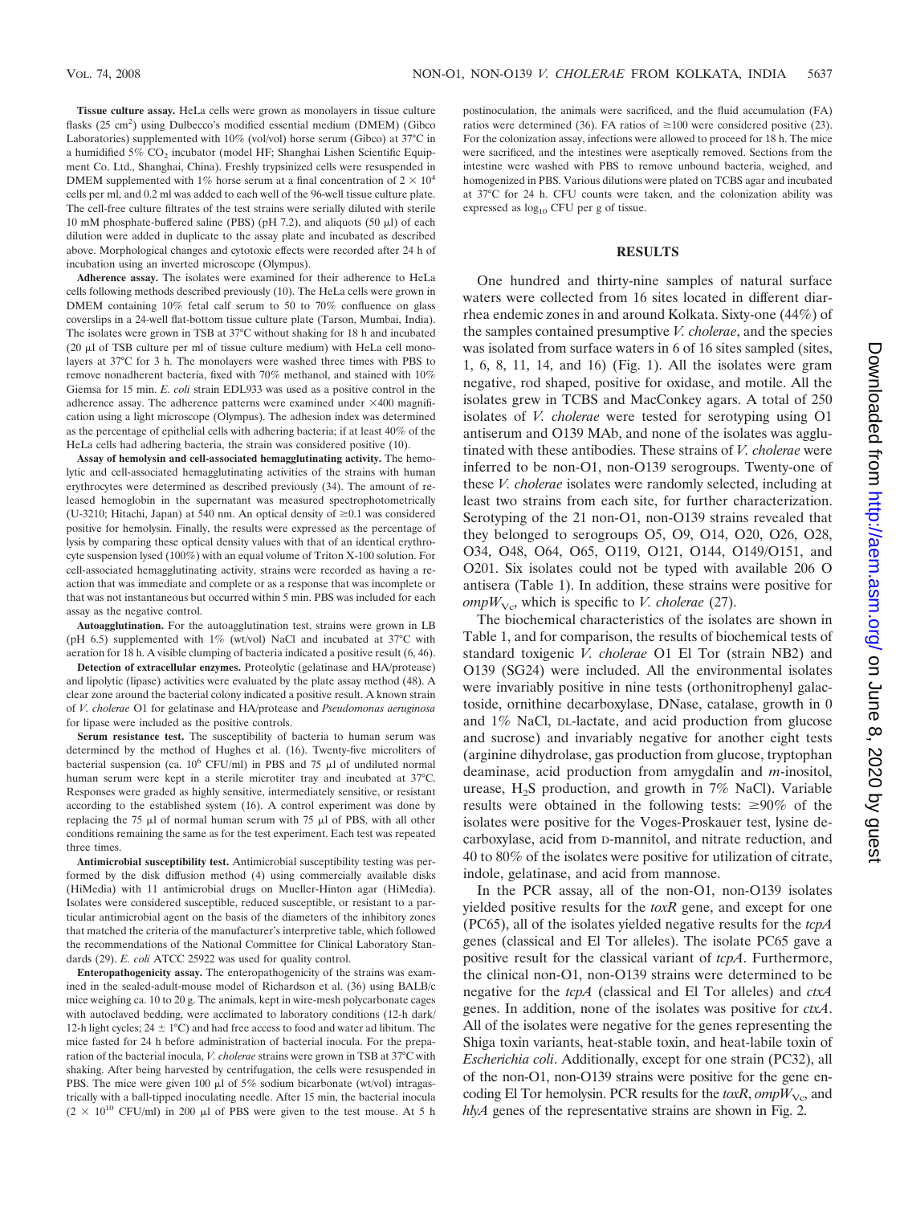**Tissue culture assay.** HeLa cells were grown as monolayers in tissue culture flasks (25 $cm^2$) using Dulbecco's modified essential medium (DMEM) (Gibco Laboratories) supplemented with 10% (vol/vol) horse serum (Gibco) at 37°C in a humidified 5% $CO_2$ incubator (model HF; Shanghai Lishen Scientific Equipment Co. Ltd., Shanghai, China). Freshly trypsinized cells were resuspended in DMEM supplemented with 1% horse serum at a final concentration of $2 \times 10^4$ cells per ml, and 0.2 ml was added to each well of the 96-well tissue culture plate. The cell-free culture filtrates of the test strains were serially diluted with sterile 10 mM phosphate-buffered saline (PBS) (pH 7.2), and aliquots (50 μl) of each dilution were added in duplicate to the assay plate and incubated as described above. Morphological changes and cytotoxic effects were recorded after 24 h of incubation using an inverted microscope (Olympus).

**Adherence assay.** The isolates were examined for their adherence to HeLa cells following methods described previously (10). The HeLa cells were grown in DMEM containing 10% fetal calf serum to 50 to 70% confluence on glass coverslips in a 24-well flat-bottom tissue culture plate (Tarson, Mumbai, India). The isolates were grown in TSB at 37°C without shaking for 18 h and incubated (20 μl of TSB culture per ml of tissue culture medium) with HeLa cell monolayers at 37°C for 3 h. The monolayers were washed three times with PBS to remove nonadherent bacteria, fixed with 70% methanol, and stained with 10% Giemsa for 15 min. *E. coli* strain EDL933 was used as a positive control in the adherence assay. The adherence patterns were examined under ×400 magnification using a light microscope (Olympus). The adhesion index was determined as the percentage of epithelial cells with adhering bacteria; if at least 40% of the HeLa cells had adhering bacteria, the strain was considered positive (10).

**Assay of hemolysin and cell-associated hemagglutinating activity.** The hemolytic and cell-associated hemagglutinating activities of the strains with human erythrocytes were determined as described previously (34). The amount of released hemoglobin in the supernatant was measured spectrophotometrically (U-3210; Hitachi, Japan) at 540 nm. An optical density of ≥0.1 was considered positive for hemolysin. Finally, the results were expressed as the percentage of lysis by comparing these optical density values with that of an identical erythrocyte suspension lysed (100%) with an equal volume of Triton X-100 solution. For cell-associated hemagglutinating activity, strains were recorded as having a reaction that was immediate and complete or as a response that was incomplete or that was not instantaneous but occurred within 5 min. PBS was included for each assay as the negative control.

**Autoagglutination.** For the autoagglutination test, strains were grown in LB (pH 6.5) supplemented with 1% (wt/vol) NaCl and incubated at 37°C with aeration for 18 h. A visible clumping of bacteria indicated a positive result (6, 46).

**Detection of extracellular enzymes.** Proteolytic (gelatinase and HA/protease) and lipolytic (lipase) activities were evaluated by the plate assay method (48). A clear zone around the bacterial colony indicated a positive result. A known strain of *V. cholerae* O1 for gelatinase and HA/protease and *Pseudomonas aeruginosa* for lipase were included as the positive controls.

**Serum resistance test.** The susceptibility of bacteria to human serum was determined by the method of Hughes et al. (16). Twenty-five microliters of bacterial suspension (ca. $10^6$ CFU/ml) in PBS and 75 μl of undiluted normal human serum were kept in a sterile microtiter tray and incubated at 37°C. Responses were graded as highly sensitive, intermediately sensitive, or resistant according to the established system (16). A control experiment was done by replacing the 75 μl of normal human serum with 75 μl of PBS, with all other conditions remaining the same as for the test experiment. Each test was repeated three times.

**Antimicrobial susceptibility test.** Antimicrobial susceptibility testing was performed by the disk diffusion method (4) using commercially available disks (HiMedia) with 11 antimicrobial drugs on Mueller-Hinton agar (HiMedia). Isolates were considered susceptible, reduced susceptible, or resistant to a particular antimicrobial agent on the basis of the diameters of the inhibitory zones that matched the criteria of the manufacturer's interpretive table, which followed the recommendations of the National Committee for Clinical Laboratory Standards (29). *E. coli* ATCC 25922 was used for quality control.

**Enteropathogenicity assay.** The enteropathogenicity of the strains was examined in the sealed-adult-mouse model of Richardson et al. (36) using BALB/c mice weighing ca. 10 to 20 g. The animals, kept in wire-mesh polycarbonate cages with autoclaved bedding, were acclimated to laboratory conditions (12-h dark/12-h light cycles; 24 ± 1°C) and had free access to food and water ad libitum. The mice fasted for 24 h before administration of bacterial inocula. For the preparation of the bacterial inocula, *V. cholerae* strains were grown in TSB at 37°C with shaking. After being harvested by centrifugation, the cells were resuspended in PBS. The mice were given 100 μl of 5% sodium bicarbonate (wt/vol) intragastrically with a ball-tipped inoculating needle. After 15 min, the bacterial inocula ($2 \times 10^{10}$ CFU/ml) in 200 μl of PBS were given to the test mouse. At 5 h postinoculation, the animals were sacrificed, and the fluid accumulation (FA) ratios were determined (36). FA ratios of ≥100 were considered positive (23). For the colonization assay, infections were allowed to proceed for 18 h. The mice were sacrificed, and the intestines were aseptically removed. Sections from the intestine were washed with PBS to remove unbound bacteria, weighed, and homogenized in PBS. Various dilutions were plated on TCBS agar and incubated at 37°C for 24 h. CFU counts were taken, and the colonization ability was expressed as $\log_{10}$ CFU per g of tissue.

## RESULTS

One hundred and thirty-nine samples of natural surface waters were collected from 16 sites located in different diarrhea endemic zones in and around Kolkata. Sixty-one (44%) of the samples contained presumptive *V. cholerae*, and the species was isolated from surface waters in 6 of 16 sites sampled (sites, 1, 6, 8, 11, 14, and 16) (Fig. 1). All the isolates were gram negative, rod shaped, positive for oxidase, and motile. All the isolates grew in TCBS and MacConkey agars. A total of 250 isolates of *V. cholerae* were tested for serotyping using O1 antiserum and O139 MAb, and none of the isolates was agglutinated with these antibodies. These strains of *V. cholerae* were inferred to be non-O1, non-O139 serogroups. Twenty-one of these *V. cholerae* isolates were randomly selected, including at least two strains from each site, for further characterization. Serotyping of the 21 non-O1, non-O139 strains revealed that they belonged to serogroups O5, O9, O14, O20, O26, O28, O34, O48, O64, O65, O119, O121, O144, O149/O151, and O201. Six isolates could not be typed with available 206 O antisera (Table 1). In addition, these strains were positive for $ompW_{Vc}$, which is specific to *V. cholerae* (27).

The biochemical characteristics of the isolates are shown in Table 1, and for comparison, the results of biochemical tests of standard toxigenic *V. cholerae* O1 El Tor (strain NB2) and O139 (SG24) were included. All the environmental isolates were invariably positive in nine tests (orthonitrophenyl galactoside, ornithine decarboxylase, DNase, catalase, growth in 0 and 1% NaCl, DL-lactate, and acid production from glucose and sucrose) and invariably negative for another eight tests (arginine dihydrolase, gas production from glucose, tryptophan deaminase, acid production from amygdalin and *m*-inositol, urease, $H_2S$ production, and growth in 7% NaCl). Variable results were obtained in the following tests: ≥90% of the isolates were positive for the Voges-Proskauer test, lysine decarboxylase, acid from D-mannitol, and nitrate reduction, and 40 to 80% of the isolates were positive for utilization of citrate, indole, gelatinase, and acid from mannose.

In the PCR assay, all of the non-O1, non-O139 isolates yielded positive results for the *toxR* gene, and except for one (PC65), all of the isolates yielded negative results for the *tcpA* genes (classical and El Tor alleles). The isolate PC65 gave a positive result for the classical variant of *tcpA*. Furthermore, the clinical non-O1, non-O139 strains were determined to be negative for the *tcpA* (classical and El Tor alleles) and *ctxA* genes. In addition, none of the isolates was positive for *ctxA*. All of the isolates were negative for the genes representing the Shiga toxin variants, heat-stable toxin, and heat-labile toxin of *Escherichia coli*. Additionally, except for one strain (PC32), all of the non-O1, non-O139 strains were positive for the gene encoding El Tor hemolysin. PCR results for the *toxR*, $ompW_{Vc}$, and *hlyA* genes of the representative strains are shown in Fig. 2.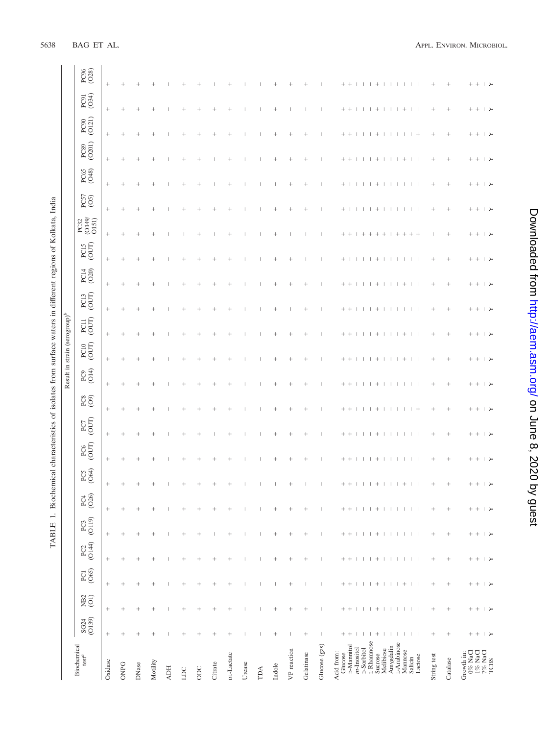TABLE 1. Biochemical characteristics of isolates from surface waters in different regions of Kolkata, India

| Biochemical test[a] | Result in strain (serogroup)[b] | | | | | | | | | | | | | | | | | | | | | | |
|---|---|---|---|---|---|---|---|---|---|---|---|---|---|---|---|---|---|---|---|---|---|---|---|
| | SG24 (O139) | NB2 (O1) | PC1 (O65) | PC2 (O144) | PC3 (O119) | PC4 (O26) | PC5 (O64) | PC6 (OUT) | PC7 (OUT) | PC8 (O9) | PC9 (O14) | PC10 (OUT) | PC11 (OUT) | PC13 (OUT) | PC14 (O20) | PC15 (OUT) | PC32 (O149/O151) | PC57 (O5) | PC65 (O48) | PC89 (O201) | PC90 (O121) | PC91 (O34) | PC96 (O28) |
| Oxidase | + | + | + | + | + | + | + | + | + | + | + | + | + | + | + | + | + | + | + | + | + | + | + |
| ONPG | + | + | + | + | + | + | + | + | + | + | + | + | + | + | + | + | + | + | + | + | + | + | + |
| DNase | + | + | + | + | + | + | + | + | + | + | + | + | + | + | + | + | + | + | + | + | + | + | + |
| Motility | + | + | + | + | + | + | + | + | + | + | + | + | + | + | + | + | + | + | + | + | + | + | + |
| ADH | − | − | − | − | − | − | − | − | − | − | − | − | − | − | − | − | − | − | − | − | − | − | − |
| LDC | + | + | + | + | + | + | + | + | + | + | + | + | + | + | + | + | − | + | + | + | + | + | + |
| ODC | + | + | + | + | + | + | + | + | + | + | + | + | + | + | + | + | + | + | + | + | + | + | + |
| Citrate | + | + | + | + | − | + | + | + | − | + | + | + | + | + | + | + | − | + | − | − | + | + | − |
| DL-Lactate | + | + | + | + | + | + | + | + | + | + | + | + | + | + | + | + | + | + | + | + | + | + | + |
| Urease | − | − | − | − | − | − | − | − | − | − | − | − | − | − | − | − | − | − | − | − | − | − | − |
| TDA | − | − | − | − | − | − | − | − | − | − | − | − | − | − | − | − | − | − | − | − | − | − | − |
| Indole | + | + | − | + | + | + | − | + | + | + | + | + | + | + | + | + | + | + | − | + | + | + | + |
| VP reaction | − | + | + | + | + | + | + | + | + | + | + | + | + | − | + | + | − | + | + | + | + | − | + |
| Gelatinase | + | + | − | + | + | + | − | + | + | + | + | + | + | + | + | − | − | + | + | + | + | − | + |
| Glucose (gas) | − | − | − | − | − | − | − | − | − | − | − | − | − | − | − | − | − | − | − | − | − | − | − |
| Acid from: | | | | | | | | | | | | | | | | | | | | | | | |
| Glucose | + | + | + | + | + | + | + | + | + | + | + | + | + | + | + | + | + | + | + | + | + | + | + |
| D-Mannitol | + | + | + | + | + | + | + | + | + | + | + | + | + | + | + | − | + | − | − | + | + | + | + |
| m-Inositol | − | − | − | − | − | − | − | − | − | − | − | − | − | − | − | − | − | − | − | − | − | − | − |
| D-Sorbitol | − | − | − | − | − | − | − | − | − | − | − | − | − | − | − | − | + | − | − | − | − | − | − |
| L-Rhamnose | − | − | − | − | − | − | − | − | − | − | − | − | − | − | − | − | + | − | − | − | − | − | − |
| Sucrose | + | + | + | + | + | + | + | + | + | + | + | + | + | + | + | + | + | + | + | + | + | + | + |
| Melibiose | + | − | − | − | − | − | − | − | − | − | − | − | − | − | − | − | + | − | − | − | − | − | − |
| Amygdalin | − | − | − | − | − | − | − | − | − | − | − | − | − | − | − | − | − | − | − | − | − | − | − |
| L-Arabinose | − | − | − | − | − | − | − | − | − | − | − | − | − | − | − | − | + | − | − | − | − | − | − |
| Mannose | − | − | + | − | − | − | + | − | − | − | − | + | + | − | + | − | + | − | − | + | − | + | − |
| Salicin | − | − | − | − | − | − | − | − | − | − | − | − | − | − | − | − | + | − | − | − | − | − | − |
| Lactose | − | − | − | − | − | − | − | − | − | + | − | − | − | − | − | − | + | − | − | − | + | − | − |
| String test | + | + | + | + | + | + | + | + | + | + | + | + | + | + | + | + | − | + | + | + | + | + | + |
| Catalase | + | + | + | + | + | + | + | + | + | + | + | + | + | + | + | + | + | + | + | + | + | + | + |
| Growth in: | | | | | | | | | | | | | | | | | | | | | | | |
| 0% NaCl | + | + | + | + | + | + | + | + | + | + | + | + | + | + | + | + | + | + | + | + | + | + | + |
| 1% NaCl | + | + | + | + | + | + | + | + | + | + | + | + | + | + | + | + | + | + | + | + | + | + | + |
| 7% NaCl | − | − | − | − | − | − | − | − | − | − | − | − | − | − | − | − | − | − | − | − | − | − | − |
| TCBS | Y | Y | Y | Y | Y | Y | Y | Y | Y | Y | Y | Y | Y | Y | Y | Y | Y | Y | Y | Y | Y | Y | Y |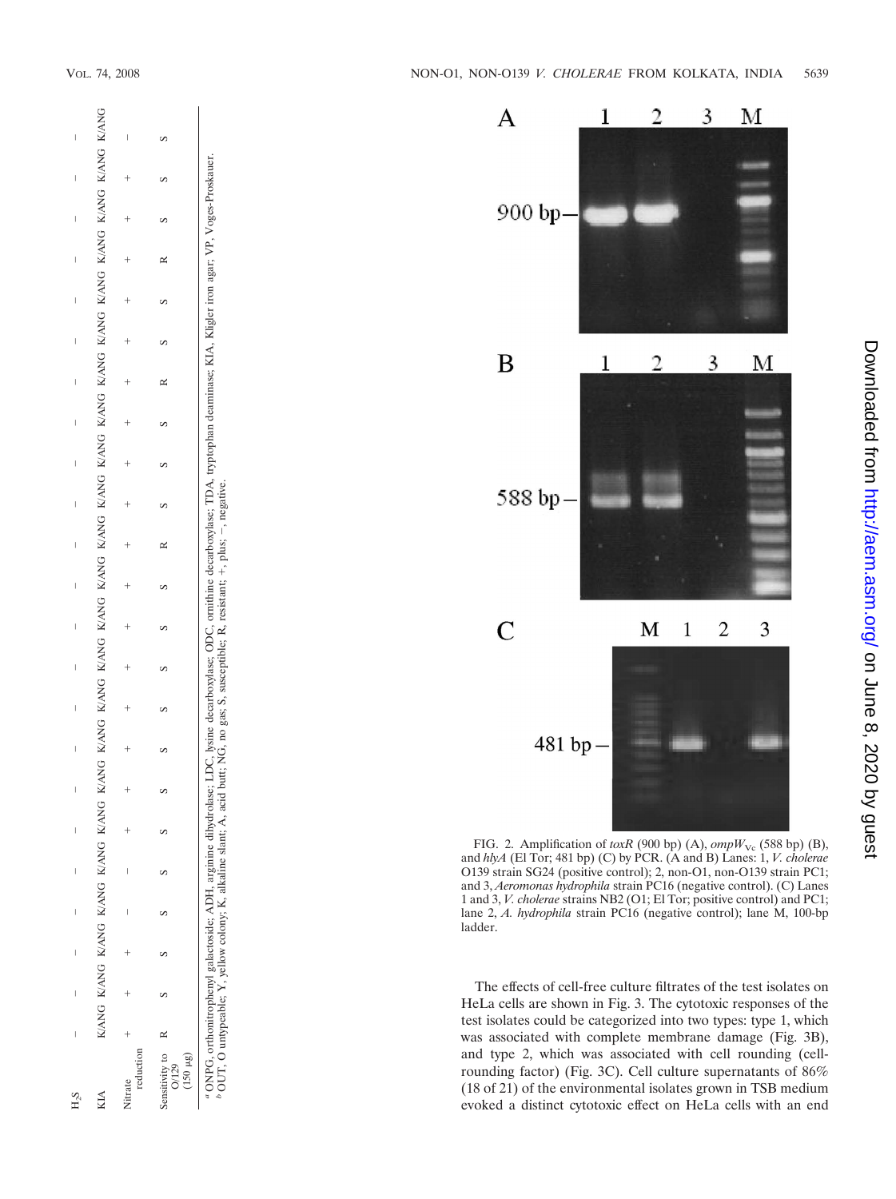| | | | | | | | | | | | | | | | | | | | | | | | |
|---|---|---|---|---|---|---|---|---|---|---|---|---|---|---|---|---|---|---|---|---|---|---|---|
| $H_2S$ | – | – | – | – | – | – | – | – | – | – | – | – | – | – | – | – | – | – | – | – | – | – | – |
| KIA | K/ANG | K/ANG | K/ANG | K/ANG | K/ANG | K/ANG | K/ANG | K/ANG | K/ANG | K/ANG | K/ANG | K/ANG | K/ANG | K/ANG | K/ANG | K/ANG | K/ANG | K/ANG | K/ANG | K/ANG | K/ANG | K/ANG | K/ANG |
| Nitrate reduction | + | + | + | – | – | + | + | + | + | + | + | + | + | + | + | + | + | + | + | + | + | + | – |
| Sensitivity to O/129 (150 μg) | R | S | S | S | S | S | S | S | S | S | S | S | R | S | S | S | R | S | S | R | S | S | S |

[a] ONPG, orthonitrophenyl galactoside; ADH, arginine dihydrolase; LDC, lysine decarboxylase; ODC, ornithine decarboxylase; TDA, tryptophan deaminase; KIA, Kligler iron agar; VP, Voges-Proskauer.
[b] OUT, O untypeable; Y, yellow colony; K, alkaline slant; A, acid butt; NG, no gas; S, susceptible; R, resistant; +, plus; –, negative.

FIG. 2. Amplification of *toxR* (900 bp) (A), $ompW_{Vc}$ (588 bp) (B), and *hlyA* (El Tor; 481 bp) (C) by PCR. (A and B) Lanes: 1, *V. cholerae* O139 strain SG24 (positive control); 2, non-O1, non-O139 strain PC1; and 3, *Aeromonas hydrophila* strain PC16 (negative control). (C) Lanes 1 and 3, *V. cholerae* strains NB2 (O1; El Tor; positive control) and PC1; lane 2, *A. hydrophila* strain PC16 (negative control); lane M, 100-bp ladder.

The effects of cell-free culture filtrates of the test isolates on HeLa cells are shown in Fig. 3. The cytotoxic responses of the test isolates could be categorized into two types: type 1, which was associated with complete membrane damage (Fig. 3B), and type 2, which was associated with cell rounding (cell-rounding factor) (Fig. 3C). Cell culture supernatants of 86% (18 of 21) of the environmental isolates grown in TSB medium evoked a distinct cytotoxic effect on HeLa cells with an end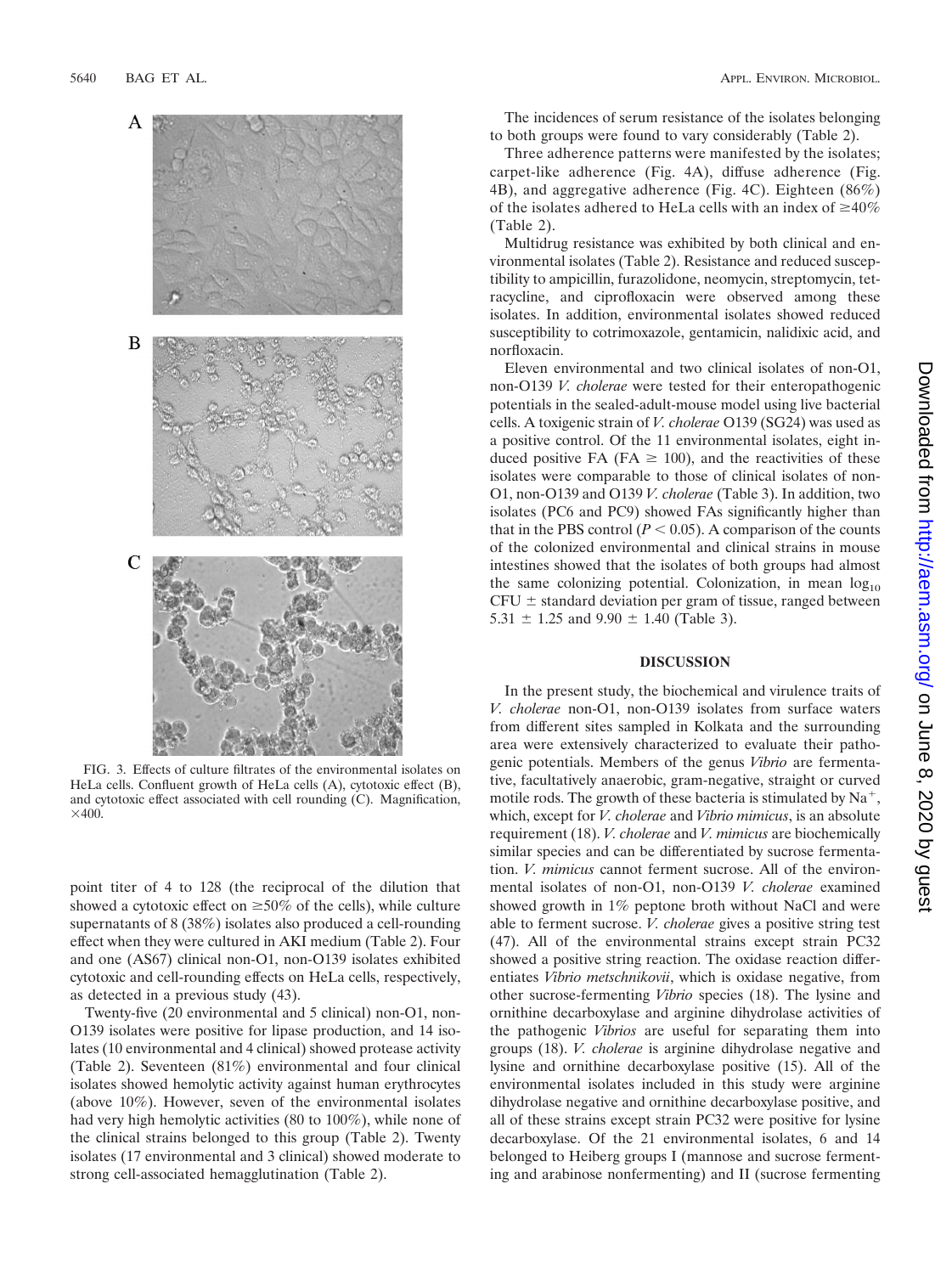FIG. 3. Effects of culture filtrates of the environmental isolates on HeLa cells. Confluent growth of HeLa cells (A), cytotoxic effect (B), and cytotoxic effect associated with cell rounding (C). Magnification, ×400.

point titer of 4 to 128 (the reciprocal of the dilution that showed a cytotoxic effect on ≥50% of the cells), while culture supernatants of 8 (38%) isolates also produced a cell-rounding effect when they were cultured in AKI medium (Table 2). Four and one (AS67) clinical non-O1, non-O139 isolates exhibited cytotoxic and cell-rounding effects on HeLa cells, respectively, as detected in a previous study (43).

Twenty-five (20 environmental and 5 clinical) non-O1, non-O139 isolates were positive for lipase production, and 14 isolates (10 environmental and 4 clinical) showed protease activity (Table 2). Seventeen (81%) environmental and four clinical isolates showed hemolytic activity against human erythrocytes (above 10%). However, seven of the environmental isolates had very high hemolytic activities (80 to 100%), while none of the clinical strains belonged to this group (Table 2). Twenty isolates (17 environmental and 3 clinical) showed moderate to strong cell-associated hemagglutination (Table 2).

The incidences of serum resistance of the isolates belonging to both groups were found to vary considerably (Table 2).

Three adherence patterns were manifested by the isolates; carpet-like adherence (Fig. 4A), diffuse adherence (Fig. 4B), and aggregative adherence (Fig. 4C). Eighteen (86%) of the isolates adhered to HeLa cells with an index of ≥40% (Table 2).

Multidrug resistance was exhibited by both clinical and environmental isolates (Table 2). Resistance and reduced susceptibility to ampicillin, furazolidone, neomycin, streptomycin, tetracycline, and ciprofloxacin were observed among these isolates. In addition, environmental isolates showed reduced susceptibility to cotrimoxazole, gentamicin, nalidixic acid, and norfloxacin.

Eleven environmental and two clinical isolates of non-O1, non-O139 *V. cholerae* were tested for their enteropathogenic potentials in the sealed-adult-mouse model using live bacterial cells. A toxigenic strain of *V. cholerae* O139 (SG24) was used as a positive control. Of the 11 environmental isolates, eight induced positive FA (FA ≥ 100), and the reactivities of these isolates were comparable to those of clinical isolates of non-O1, non-O139 and O139 *V. cholerae* (Table 3). In addition, two isolates (PC6 and PC9) showed FAs significantly higher than that in the PBS control ($P < 0.05$). A comparison of the counts of the colonized environmental and clinical strains in mouse intestines showed that the isolates of both groups had almost the same colonizing potential. Colonization, in mean $\log_{10}$ CFU ± standard deviation per gram of tissue, ranged between 5.31 ± 1.25 and 9.90 ± 1.40 (Table 3).

## DISCUSSION

In the present study, the biochemical and virulence traits of *V. cholerae* non-O1, non-O139 isolates from surface waters from different sites sampled in Kolkata and the surrounding area were extensively characterized to evaluate their pathogenic potentials. Members of the genus *Vibrio* are fermentative, facultatively anaerobic, gram-negative, straight or curved motile rods. The growth of these bacteria is stimulated by $Na^+$, which, except for *V. cholerae* and *Vibrio mimicus*, is an absolute requirement (18). *V. cholerae* and *V. mimicus* are biochemically similar species and can be differentiated by sucrose fermentation. *V. mimicus* cannot ferment sucrose. All of the environmental isolates of non-O1, non-O139 *V. cholerae* examined showed growth in 1% peptone broth without NaCl and were able to ferment sucrose. *V. cholerae* gives a positive string test (47). All of the environmental strains except strain PC32 showed a positive string reaction. The oxidase reaction differentiates *Vibrio metschnikovii*, which is oxidase negative, from other sucrose-fermenting *Vibrio* species (18). The lysine and ornithine decarboxylase and arginine dihydrolase activities of the pathogenic *Vibrios* are useful for separating them into groups (18). *V. cholerae* is arginine dihydrolase negative and lysine and ornithine decarboxylase positive (15). All of the environmental isolates included in this study were arginine dihydrolase negative and ornithine decarboxylase positive, and all of these strains except strain PC32 were positive for lysine decarboxylase. Of the 21 environmental isolates, 6 and 14 belonged to Heiberg groups I (mannose and sucrose fermenting and arabinose nonfermenting) and II (sucrose fermenting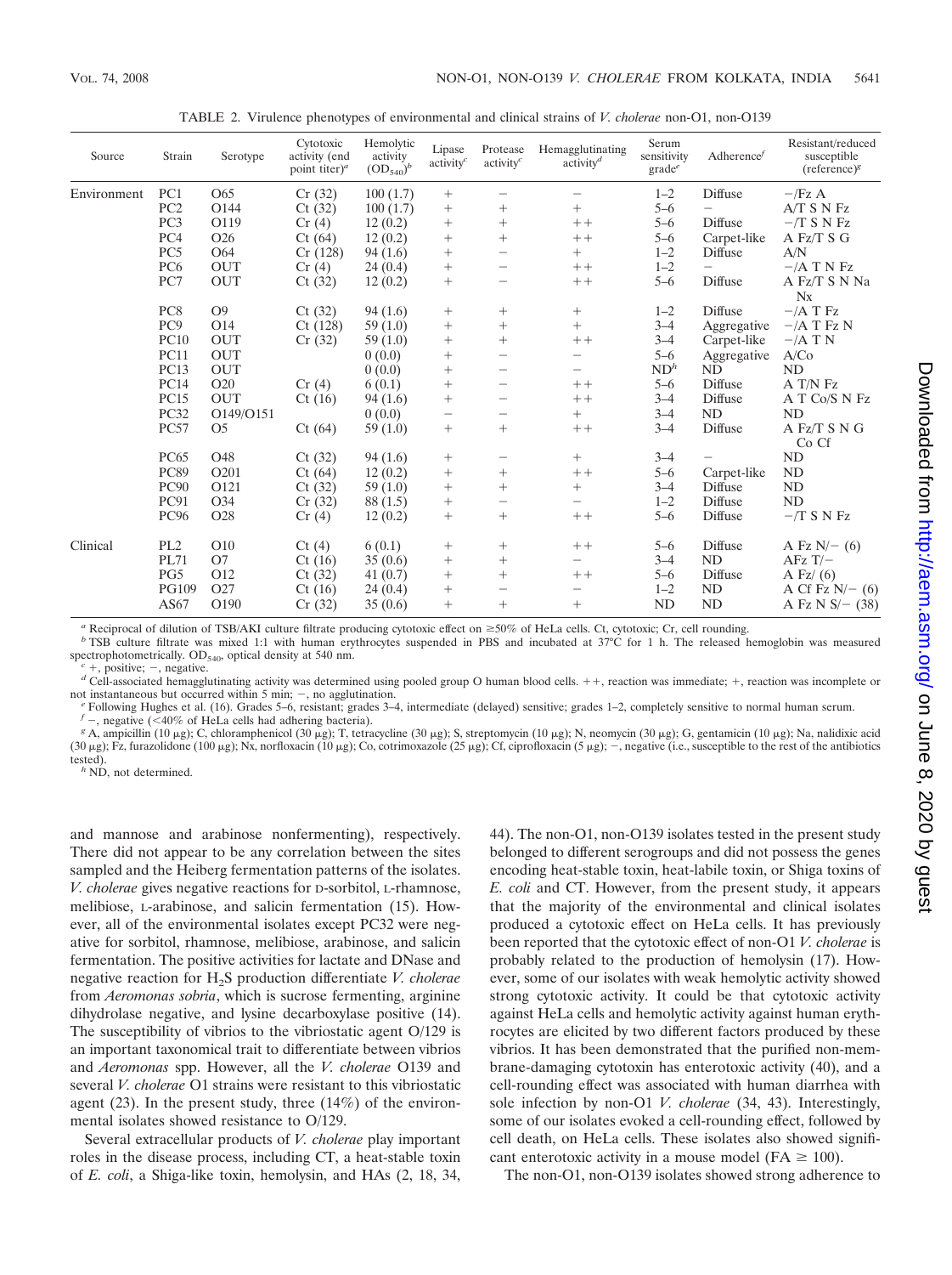TABLE 2. Virulence phenotypes of environmental and clinical strains of *V. cholerae* non-O1, non-O139

| Source | Strain | Serotype | Cytotoxic activity (end point titer)[a] | Hemolytic activity ($OD_{540}$)[b] | Lipase activity[c] | Protease activity[c] | Hemagglutinating activity[d] | Serum sensitivity grade[e] | Adherence[f] | Resistant/reduced susceptible (reference)[g] |
|---|---|---|---|---|---|---|---|---|---|---|
| Environment | PC1 | O65 | Cr (32) | 100 (1.7) | + | − | − | 1–2 | Diffuse | −/Fz A |
| | PC2 | O144 | Ct (32) | 100 (1.7) | + | + | + | 5–6 | − | A/T S N Fz |
| | PC3 | O119 | Cr (4) | 12 (0.2) | + | + | ++ | 5–6 | Diffuse | −/T S N Fz |
| | PC4 | O26 | Ct (64) | 12 (0.2) | + | + | ++ | 5–6 | Carpet-like | A Fz/T S G |
| | PC5 | O64 | Cr (128) | 94 (1.6) | + | − | + | 1–2 | Diffuse | A/N |
| | PC6 | OUT | Cr (4) | 24 (0.4) | + | − | ++ | 1–2 | − | −/A T N Fz |
| | PC7 | OUT | Ct (32) | 12 (0.2) | + | − | ++ | 5–6 | Diffuse | A Fz/T S N Na Nx |
| | PC8 | O9 | Ct (32) | 94 (1.6) | + | + | + | 1–2 | Diffuse | −/A T Fz |
| | PC9 | O14 | Ct (128) | 59 (1.0) | + | + | + | 3–4 | Aggregative | −/A T Fz N |
| | PC10 | OUT | Cr (32) | 59 (1.0) | + | + | ++ | 3–4 | Carpet-like | −/A T N |
| | PC11 | OUT | | 0 (0.0) | + | − | − | 5–6 | Aggregative | A/Co |
| | PC13 | OUT | | 0 (0.0) | + | − | − | ND[h] | ND | ND |
| | PC14 | O20 | Cr (4) | 6 (0.1) | + | − | ++ | 5–6 | Diffuse | A T/N Fz |
| | PC15 | OUT | Ct (16) | 94 (1.6) | + | − | ++ | 3–4 | Diffuse | A T Co/S N Fz |
| | PC32 | O149/O151 | | 0 (0.0) | − | − | + | 3–4 | ND | ND |
| | PC57 | O5 | Ct (64) | 59 (1.0) | + | + | ++ | 3–4 | Diffuse | A Fz/T S N G Co Cf |
| | PC65 | O48 | Ct (32) | 94 (1.6) | + | − | + | 3–4 | − | ND |
| | PC89 | O201 | Ct (64) | 12 (0.2) | + | + | ++ | 5–6 | Carpet-like | ND |
| | PC90 | O121 | Ct (32) | 59 (1.0) | + | + | + | 3–4 | Diffuse | ND |
| | PC91 | O34 | Cr (32) | 88 (1.5) | + | − | − | 1–2 | Diffuse | ND |
| | PC96 | O28 | Cr (4) | 12 (0.2) | + | + | ++ | 5–6 | Diffuse | −/T S N Fz |
| Clinical | PL2 | O10 | Ct (4) | 6 (0.1) | + | + | ++ | 5–6 | Diffuse | A Fz N/− (6) |
| | PL71 | O7 | Ct (16) | 35 (0.6) | + | + | − | 3–4 | ND | AFz T/− |
| | PG5 | O12 | Ct (32) | 41 (0.7) | + | + | ++ | 5–6 | Diffuse | A Fz/ (6) |
| | PG109 | O27 | Ct (16) | 24 (0.4) | + | − | − | 1–2 | ND | A Cf Fz N/− (6) |
| | AS67 | O190 | Cr (32) | 35 (0.6) | + | + | + | ND | ND | A Fz N S/− (38) |

[a] Reciprocal of dilution of TSB/AKI culture filtrate producing cytotoxic effect on ≥50% of HeLa cells. Ct, cytotoxic; Cr, cell rounding.
[b] TSB culture filtrate was mixed 1:1 with human erythrocytes suspended in PBS and incubated at 37°C for 1 h. The released hemoglobin was measured spectrophotometrically. $OD_{540}$, optical density at 540 nm.
[c] +, positive; −, negative.
[d] Cell-associated hemagglutinating activity was determined using pooled group O human blood cells. ++, reaction was immediate; +, reaction was incomplete or not instantaneous but occurred within 5 min; −, no agglutination.
[e] Following Hughes et al. (16). Grades 5–6, resistant; grades 3–4, intermediate (delayed) sensitive; grades 1–2, completely sensitive to normal human serum.
[f] −, negative (<40% of HeLa cells had adhering bacteria).
[g] A, ampicillin (10 μg); C, chloramphenicol (30 μg); T, tetracycline (30 μg); S, streptomycin (10 μg); N, neomycin (30 μg); G, gentamicin (10 μg); Na, nalidixic acid (30 μg); Fz, furazolidone (100 μg); Nx, norfloxacin (10 μg); Co, cotrimoxazole (25 μg); Cf, ciprofloxacin (5 μg); −, negative (i.e., susceptible to the rest of the antibiotics tested).
[h] ND, not determined.

and mannose and arabinose nonfermenting), respectively. There did not appear to be any correlation between the sites sampled and the Heiberg fermentation patterns of the isolates. *V. cholerae* gives negative reactions for D-sorbitol, L-rhamnose, melibiose, L-arabinose, and salicin fermentation (15). However, all of the environmental isolates except PC32 were negative for sorbitol, rhamnose, melibiose, arabinose, and salicin fermentation. The positive activities for lactate and DNase and negative reaction for $H_2S$ production differentiate *V. cholerae* from *Aeromonas sobria*, which is sucrose fermenting, arginine dihydrolase negative, and lysine decarboxylase positive (14). The susceptibility of vibrios to the vibriostatic agent O/129 is an important taxonomical trait to differentiate between vibrios and *Aeromonas* spp. However, all the *V. cholerae* O139 and several *V. cholerae* O1 strains were resistant to this vibriostatic agent (23). In the present study, three (14%) of the environmental isolates showed resistance to O/129.

Several extracellular products of *V. cholerae* play important roles in the disease process, including CT, a heat-stable toxin of *E. coli*, a Shiga-like toxin, hemolysin, and HAs (2, 18, 34, 44). The non-O1, non-O139 isolates tested in the present study belonged to different serogroups and did not possess the genes encoding heat-stable toxin, heat-labile toxin, or Shiga toxins of *E. coli* and CT. However, from the present study, it appears that the majority of the environmental and clinical isolates produced a cytotoxic effect on HeLa cells. It has previously been reported that the cytotoxic effect of non-O1 *V. cholerae* is probably related to the production of hemolysin (17). However, some of our isolates with weak hemolytic activity showed strong cytotoxic activity. It could be that cytotoxic activity against HeLa cells and hemolytic activity against human erythrocytes are elicited by two different factors produced by these vibrios. It has been demonstrated that the purified non-membrane-damaging cytotoxin has enterotoxic activity (40), and a cell-rounding effect was associated with human diarrhea with sole infection by non-O1 *V. cholerae* (34, 43). Interestingly, some of our isolates evoked a cell-rounding effect, followed by cell death, on HeLa cells. These isolates also showed significant enterotoxic activity in a mouse model (FA ≥ 100).

The non-O1, non-O139 isolates showed strong adherence to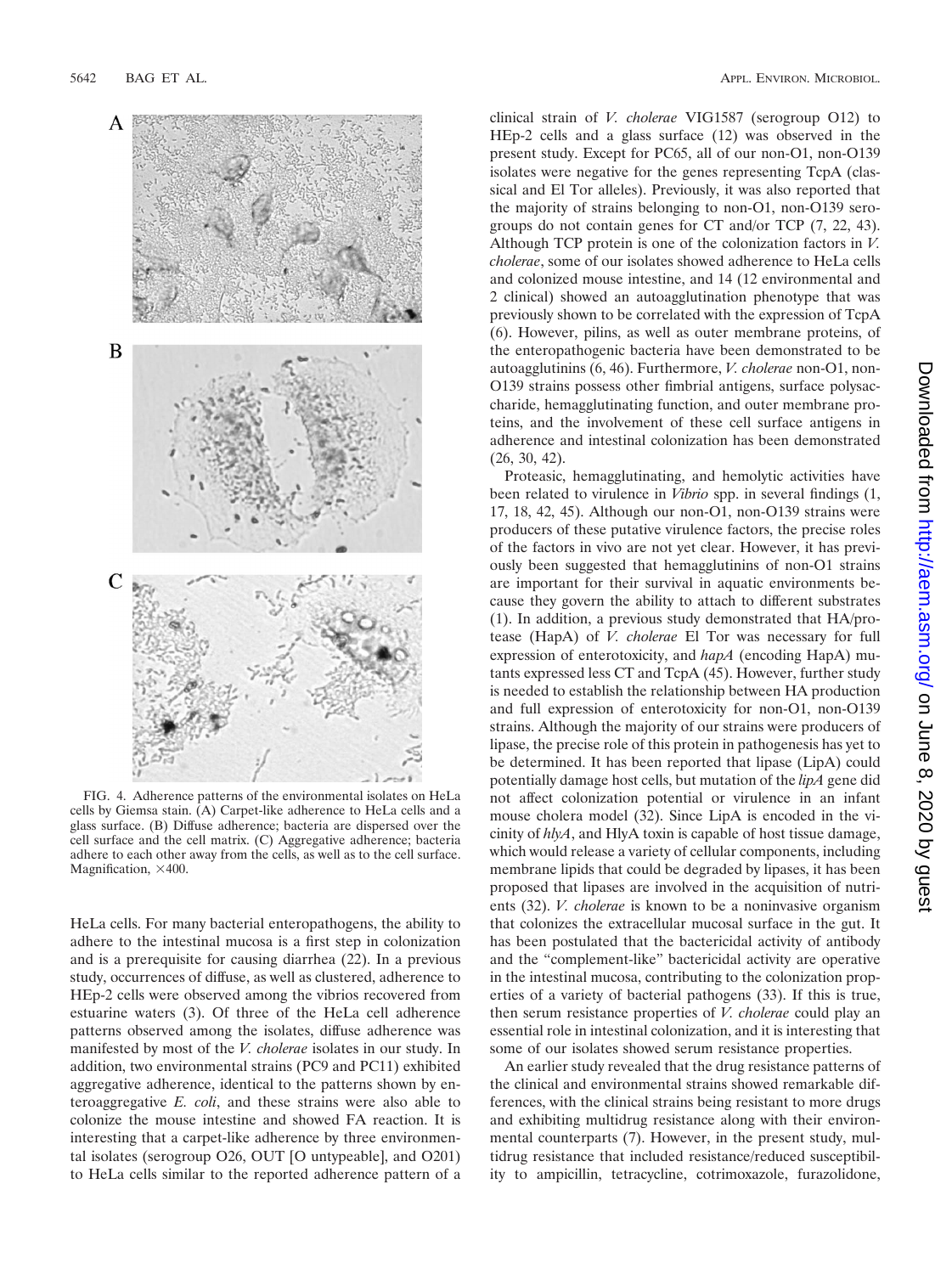FIG. 4. Adherence patterns of the environmental isolates on HeLa cells by Giemsa stain. (A) Carpet-like adherence to HeLa cells and a glass surface. (B) Diffuse adherence; bacteria are dispersed over the cell surface and the cell matrix. (C) Aggregative adherence; bacteria adhere to each other away from the cells, as well as to the cell surface. Magnification, ×400.

HeLa cells. For many bacterial enteropathogens, the ability to adhere to the intestinal mucosa is a first step in colonization and is a prerequisite for causing diarrhea (22). In a previous study, occurrences of diffuse, as well as clustered, adherence to HEp-2 cells were observed among the vibrios recovered from estuarine waters (3). Of three of the HeLa cell adherence patterns observed among the isolates, diffuse adherence was manifested by most of the *V. cholerae* isolates in our study. In addition, two environmental strains (PC9 and PC11) exhibited aggregative adherence, identical to the patterns shown by enteroaggregative *E. coli*, and these strains were also able to colonize the mouse intestine and showed FA reaction. It is interesting that a carpet-like adherence by three environmental isolates (serogroup O26, OUT [O untypeable], and O201) to HeLa cells similar to the reported adherence pattern of a clinical strain of *V. cholerae* VIG1587 (serogroup O12) to HEp-2 cells and a glass surface (12) was observed in the present study. Except for PC65, all of our non-O1, non-O139 isolates were negative for the genes representing TcpA (classical and El Tor alleles). Previously, it was also reported that the majority of strains belonging to non-O1, non-O139 serogroups do not contain genes for CT and/or TCP (7, 22, 43). Although TCP protein is one of the colonization factors in *V. cholerae*, some of our isolates showed adherence to HeLa cells and colonized mouse intestine, and 14 (12 environmental and 2 clinical) showed an autoagglutination phenotype that was previously shown to be correlated with the expression of TcpA (6). However, pilins, as well as outer membrane proteins, of the enteropathogenic bacteria have been demonstrated to be autoagglutinins (6, 46). Furthermore, *V. cholerae* non-O1, non-O139 strains possess other fimbrial antigens, surface polysaccharide, hemagglutinating function, and outer membrane proteins, and the involvement of these cell surface antigens in adherence and intestinal colonization has been demonstrated (26, 30, 42).

Proteasic, hemagglutinating, and hemolytic activities have been related to virulence in *Vibrio* spp. in several findings (1, 17, 18, 42, 45). Although our non-O1, non-O139 strains were producers of these putative virulence factors, the precise roles of the factors in vivo are not yet clear. However, it has previously been suggested that hemagglutinins of non-O1 strains are important for their survival in aquatic environments because they govern the ability to attach to different substrates (1). In addition, a previous study demonstrated that HA/protease (HapA) of *V. cholerae* El Tor was necessary for full expression of enterotoxicity, and *hapA* (encoding HapA) mutants expressed less CT and TcpA (45). However, further study is needed to establish the relationship between HA production and full expression of enterotoxicity for non-O1, non-O139 strains. Although the majority of our strains were producers of lipase, the precise role of this protein in pathogenesis has yet to be determined. It has been reported that lipase (LipA) could potentially damage host cells, but mutation of the *lipA* gene did not affect colonization potential or virulence in an infant mouse cholera model (32). Since LipA is encoded in the vicinity of *hlyA*, and HlyA toxin is capable of host tissue damage, which would release a variety of cellular components, including membrane lipids that could be degraded by lipases, it has been proposed that lipases are involved in the acquisition of nutrients (32). *V. cholerae* is known to be a noninvasive organism that colonizes the extracellular mucosal surface in the gut. It has been postulated that the bactericidal activity of antibody and the "complement-like" bactericidal activity are operative in the intestinal mucosa, contributing to the colonization properties of a variety of bacterial pathogens (33). If this is true, then serum resistance properties of *V. cholerae* could play an essential role in intestinal colonization, and it is interesting that some of our isolates showed serum resistance properties.

An earlier study revealed that the drug resistance patterns of the clinical and environmental strains showed remarkable differences, with the clinical strains being resistant to more drugs and exhibiting multidrug resistance along with their environmental counterparts (7). However, in the present study, multidrug resistance that included resistance/reduced susceptibility to ampicillin, tetracycline, cotrimoxazole, furazolidone,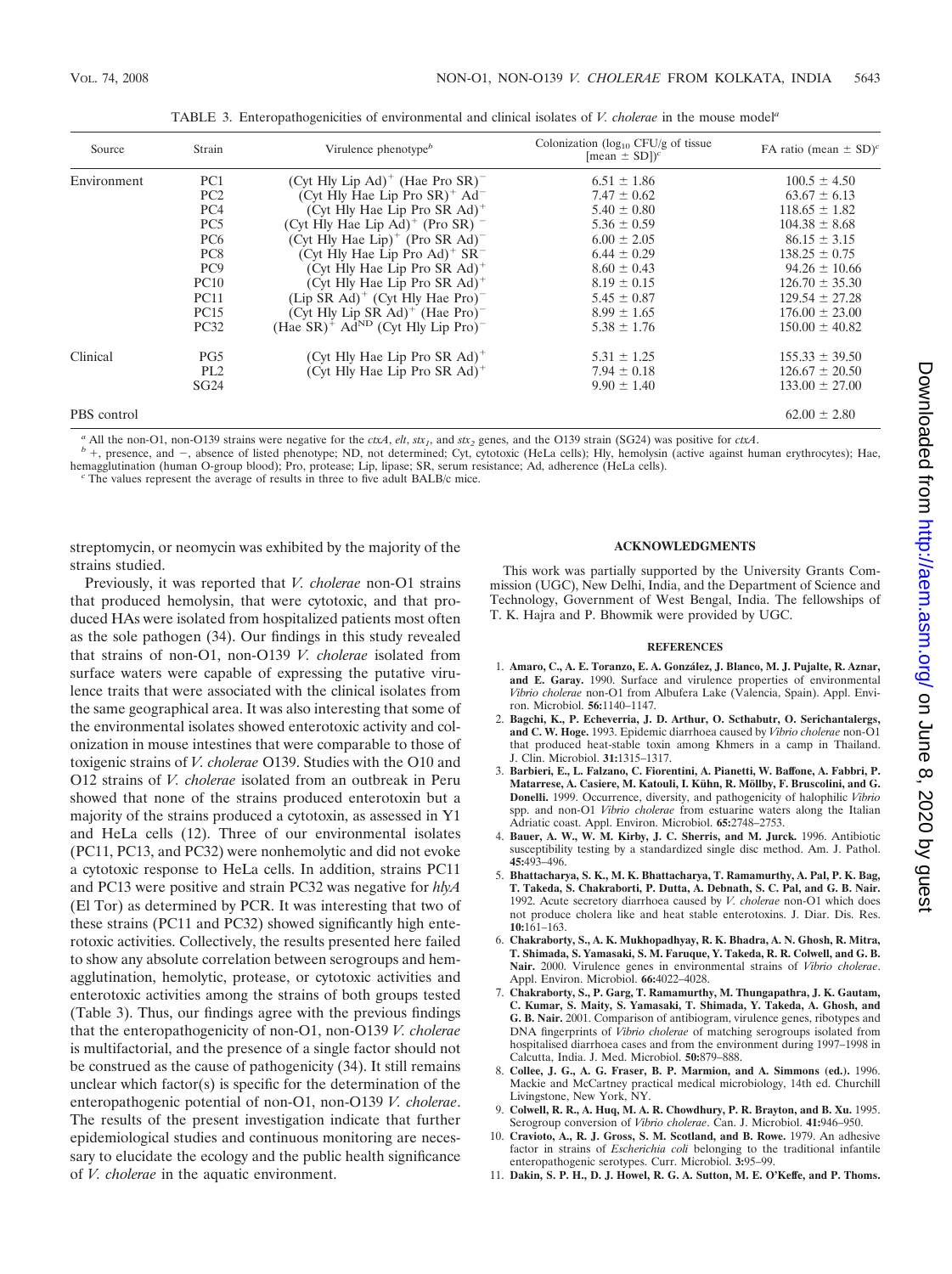TABLE 3. Enteropathogenicities of environmental and clinical isolates of *V. cholerae* in the mouse model[a]

| Source | Strain | Virulence phenotype[b] | Colonization ($\log_{10}$ CFU/g of tissue [mean ± SD])[c] | FA ratio (mean ± SD)[c] |
|---|---|---|---|---|
| Environment | PC1 | $(\text{Cyt Hly Lip Ad})^{+}$ $(\text{Hae Pro SR})^{-}$ | 6.51 ± 1.86 | 100.5 ± 4.50 |
| | PC2 | $(\text{Cyt Hly Hae Lip Pro SR})^{+}$ $\text{Ad}^{-}$ | 7.47 ± 0.62 | 63.67 ± 6.13 |
| | PC4 | $(\text{Cyt Hly Hae Lip Pro SR Ad})^{+}$ | 5.40 ± 0.80 | 118.65 ± 1.82 |
| | PC5 | $(\text{Cyt Hly Hae Lip Ad})^{+}$ $(\text{Pro SR})^{-}$ | 5.36 ± 0.59 | 104.38 ± 8.68 |
| | PC6 | $(\text{Cyt Hly Hae Lip})^{+}$ $(\text{Pro SR Ad})^{-}$ | 6.00 ± 2.05 | 86.15 ± 3.15 |
| | PC8 | $(\text{Cyt Hly Hae Lip Pro Ad})^{+}$ $\text{SR}^{-}$ | 6.44 ± 0.29 | 138.25 ± 0.75 |
| | PC9 | $(\text{Cyt Hly Hae Lip Pro SR Ad})^{+}$ | 8.60 ± 0.43 | 94.26 ± 10.66 |
| | PC10 | $(\text{Cyt Hly Hae Lip Pro SR Ad})^{+}$ | 8.19 ± 0.15 | 126.70 ± 35.30 |
| | PC11 | $(\text{Lip SR Ad})^{+}$ $(\text{Cyt Hly Hae Pro})^{-}$ | 5.45 ± 0.87 | 129.54 ± 27.28 |
| | PC15 | $(\text{Cyt Hly Lip SR Ad})^{+}$ $(\text{Hae Pro})^{-}$ | 8.99 ± 1.65 | 176.00 ± 23.00 |
| | PC32 | $(\text{Hae SR})^{+}$ $\text{Ad}^{\text{ND}}$ $(\text{Cyt Hly Lip Pro})^{-}$ | 5.38 ± 1.76 | 150.00 ± 40.82 |
| Clinical | PG5 | $(\text{Cyt Hly Hae Lip Pro SR Ad})^{+}$ | 5.31 ± 1.25 | 155.33 ± 39.50 |
| | PL2 | $(\text{Cyt Hly Hae Lip Pro SR Ad})^{+}$ | 7.94 ± 0.18 | 126.67 ± 20.50 |
| | SG24 | | 9.90 ± 1.40 | 133.00 ± 27.00 |
| PBS control | | | | 62.00 ± 2.80 |

[a] All the non-O1, non-O139 strains were negative for the *ctxA*, *elt*, $stx_1$, and $stx_2$ genes, and the O139 strain (SG24) was positive for *ctxA*.
[b] +, presence, and −, absence of listed phenotype; ND, not determined; Cyt, cytotoxic (HeLa cells); Hly, hemolysin (active against human erythrocytes); Hae, hemagglutination (human O-group blood); Pro, protease; Lip, lipase; SR, serum resistance; Ad, adherence (HeLa cells).
[c] The values represent the average of results in three to five adult BALB/c mice.

streptomycin, or neomycin was exhibited by the majority of the strains studied.

Previously, it was reported that *V. cholerae* non-O1 strains that produced hemolysin, that were cytotoxic, and that produced HAs were isolated from hospitalized patients most often as the sole pathogen (34). Our findings in this study revealed that strains of non-O1, non-O139 *V. cholerae* isolated from surface waters were capable of expressing the putative virulence traits that were associated with the clinical isolates from the same geographical area. It was also interesting that some of the environmental isolates showed enterotoxic activity and colonization in mouse intestines that were comparable to those of toxigenic strains of *V. cholerae* O139. Studies with the O10 and O12 strains of *V. cholerae* isolated from an outbreak in Peru showed that none of the strains produced enterotoxin but a majority of the strains produced a cytotoxin, as assessed in Y1 and HeLa cells (12). Three of our environmental isolates (PC11, PC13, and PC32) were nonhemolytic and did not evoke a cytotoxic response to HeLa cells. In addition, strains PC11 and PC13 were positive and strain PC32 was negative for *hlyA* (El Tor) as determined by PCR. It was interesting that two of these strains (PC11 and PC32) showed significantly high enterotoxic activities. Collectively, the results presented here failed to show any absolute correlation between serogroups and hemagglutination, hemolytic, protease, or cytotoxic activities and enterotoxic activities among the strains of both groups tested (Table 3). Thus, our findings agree with the previous findings that the enteropathogenicity of non-O1, non-O139 *V. cholerae* is multifactorial, and the presence of a single factor should not be construed as the cause of pathogenicity (34). It still remains unclear which factor(s) is specific for the determination of the enteropathogenic potential of non-O1, non-O139 *V. cholerae*. The results of the present investigation indicate that further epidemiological studies and continuous monitoring are necessary to elucidate the ecology and the public health significance of *V. cholerae* in the aquatic environment.

## ACKNOWLEDGMENTS

This work was partially supported by the University Grants Commission (UGC), New Delhi, India, and the Department of Science and Technology, Government of West Bengal, India. The fellowships of T. K. Hajra and P. Bhowmik were provided by UGC.

## REFERENCES

1. **Amaro, C., A. E. Toranzo, E. A. González, J. Blanco, M. J. Pujalte, R. Aznar, and E. Garay.** 1990. Surface and virulence properties of environmental *Vibrio cholerae* non-O1 from Albufera Lake (Valencia, Spain). Appl. Environ. Microbiol. **56:**1140–1147.
2. **Bagchi, K., P. Echeverria, J. D. Arthur, O. Scthabutr, O. Serichantalergs, and C. W. Hoge.** 1993. Epidemic diarrhoea caused by *Vibrio cholerae* non-O1 that produced heat-stable toxin among Khmers in a camp in Thailand. J. Clin. Microbiol. **31:**1315–1317.
3. **Barbieri, E., L. Falzano, C. Fiorentini, A. Pianetti, W. Baffone, A. Fabbri, P. Matarrese, A. Casiere, M. Katouli, I. Kühn, R. Möllby, F. Bruscolini, and G. Donelli.** 1999. Occurrence, diversity, and pathogenicity of halophilic *Vibrio* spp. and non-O1 *Vibrio cholerae* from estuarine waters along the Italian Adriatic coast. Appl. Environ. Microbiol. **65:**2748–2753.
4. **Bauer, A. W., W. M. Kirby, J. C. Sherris, and M. Jurck.** 1996. Antibiotic susceptibility testing by a standardized single disc method. Am. J. Pathol. **45:**493–496.
5. **Bhattacharya, S. K., M. K. Bhattacharya, T. Ramamurthy, A. Pal, P. K. Bag, T. Takeda, S. Chakraborti, P. Dutta, A. Debnath, S. C. Pal, and G. B. Nair.** 1992. Acute secretory diarrhoea caused by *V. cholerae* non-O1 which does not produce cholera like and heat stable enterotoxins. J. Diar. Dis. Res. **10:**161–163.
6. **Chakraborty, S., A. K. Mukhopadhyay, R. K. Bhadra, A. N. Ghosh, R. Mitra, T. Shimada, S. Yamasaki, S. M. Faruque, Y. Takeda, R. R. Colwell, and G. B. Nair.** 2000. Virulence genes in environmental strains of *Vibrio cholerae*. Appl. Environ. Microbiol. **66:**4022–4028.
7. **Chakraborty, S., P. Garg, T. Ramamurthy, M. Thungapathra, J. K. Gautam, C. Kumar, S. Maity, S. Yamasaki, T. Shimada, Y. Takeda, A. Ghosh, and G. B. Nair.** 2001. Comparison of antibiogram, virulence genes, ribotypes and DNA fingerprints of *Vibrio cholerae* of matching serogroups isolated from hospitalised diarrhoea cases and from the environment during 1997–1998 in Calcutta, India. J. Med. Microbiol. **50:**879–888.
8. **Collee, J. G., A. G. Fraser, B. P. Marmion, and A. Simmons (ed.).** 1996. Mackie and McCartney practical medical microbiology, 14th ed. Churchill Livingstone, New York, NY.
9. **Colwell, R. R., A. Huq, M. A. R. Chowdhury, P. R. Brayton, and B. Xu.** 1995. Serogroup conversion of *Vibrio cholerae*. Can. J. Microbiol. **41:**946–950.
10. **Cravioto, A., R. J. Gross, S. M. Scotland, and B. Rowe.** 1979. An adhesive factor in strains of *Escherichia coli* belonging to the traditional infantile enteropathogenic serotypes. Curr. Microbiol. **3:**95–99.
11. **Dakin, S. P. H., D. J. Howel, R. G. A. Sutton, M. E. O'Keffe, and P. Thoms.**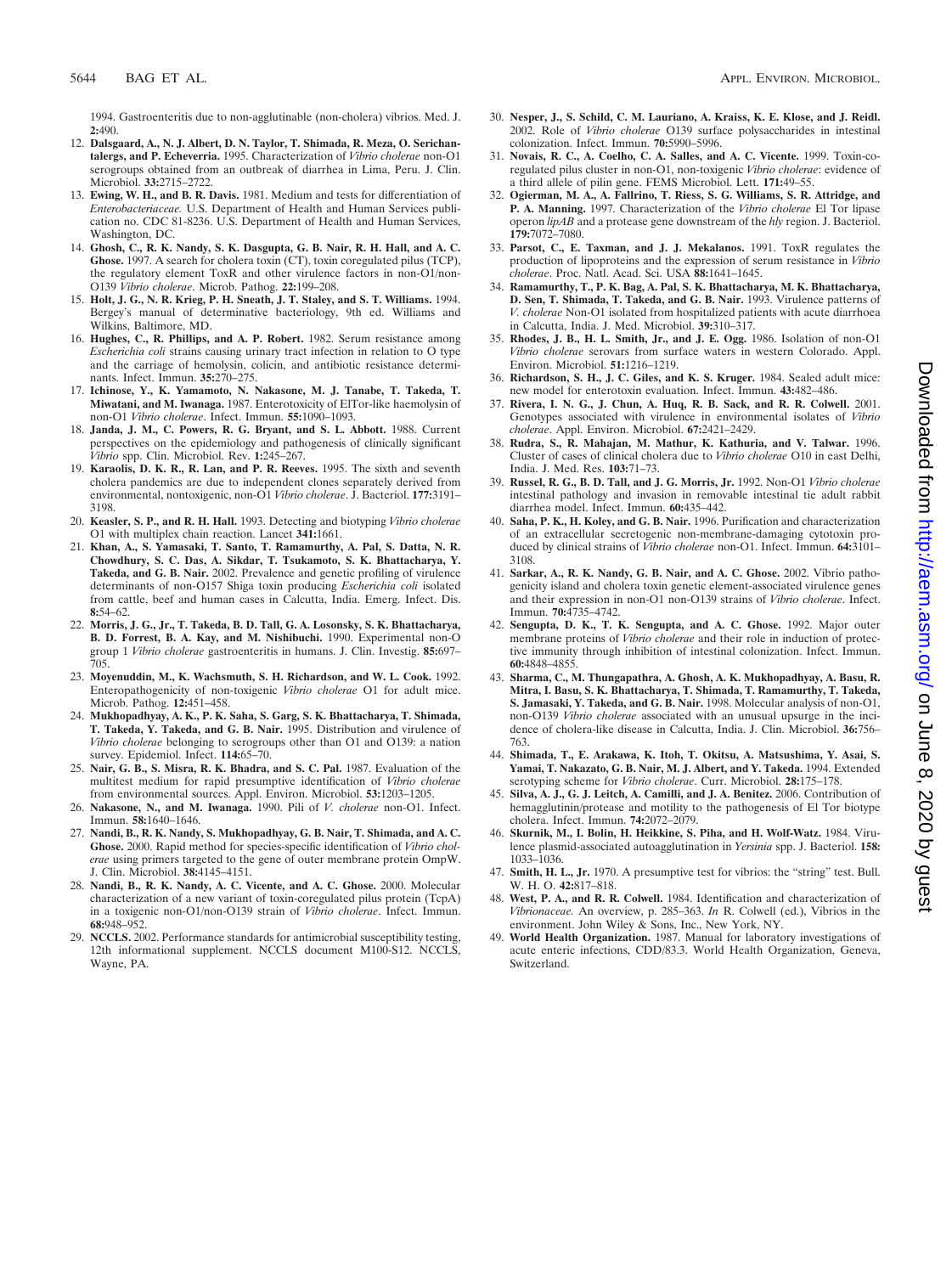1994. Gastroenteritis due to non-agglutinable (non-cholera) vibrios. Med. J. **2:**490.

12. **Dalsgaard, A., N. J. Albert, D. N. Taylor, T. Shimada, R. Meza, O. Serichantalergs, and P. Echeverria.** 1995. Characterization of *Vibrio cholerae* non-O1 serogroups obtained from an outbreak of diarrhea in Lima, Peru. J. Clin. Microbiol. **33:**2715–2722.
13. **Ewing, W. H., and B. R. Davis.** 1981. Medium and tests for differentiation of *Enterobacteriaceae.* U.S. Department of Health and Human Services publication no. CDC 81-8236. U.S. Department of Health and Human Services, Washington, DC.
14. **Ghosh, C., R. K. Nandy, S. K. Dasgupta, G. B. Nair, R. H. Hall, and A. C. Ghose.** 1997. A search for cholera toxin (CT), toxin coregulated pilus (TCP), the regulatory element ToxR and other virulence factors in non-O1/non-O139 *Vibrio cholerae*. Microb. Pathog. **22:**199–208.
15. **Holt, J. G., N. R. Krieg, P. H. Sneath, J. T. Staley, and S. T. Williams.** 1994. Bergey's manual of determinative bacteriology, 9th ed. Williams and Wilkins, Baltimore, MD.
16. **Hughes, C., R. Phillips, and A. P. Robert.** 1982. Serum resistance among *Escherichia coli* strains causing urinary tract infection in relation to O type and the carriage of hemolysin, colicin, and antibiotic resistance determinants. Infect. Immun. **35:**270–275.
17. **Ichinose, Y., K. Yamamoto, N. Nakasone, M. J. Tanabe, T. Takeda, T. Miwatani, and M. Iwanaga.** 1987. Enterotoxicity of ElTor-like haemolysin of non-O1 *Vibrio cholerae*. Infect. Immun. **55:**1090–1093.
18. **Janda, J. M., C. Powers, R. G. Bryant, and S. L. Abbott.** 1988. Current perspectives on the epidemiology and pathogenesis of clinically significant *Vibrio* spp. Clin. Microbiol. Rev. **1:**245–267.
19. **Karaolis, D. K. R., R. Lan, and P. R. Reeves.** 1995. The sixth and seventh cholera pandemics are due to independent clones separately derived from environmental, nontoxigenic, non-O1 *Vibrio cholerae*. J. Bacteriol. **177:**3191–3198.
20. **Keasler, S. P., and R. H. Hall.** 1993. Detecting and biotyping *Vibrio cholerae* O1 with multiplex chain reaction. Lancet **341:**1661.
21. **Khan, A., S. Yamasaki, T. Santo, T. Ramamurthy, A. Pal, S. Datta, N. R. Chowdhury, S. C. Das, A. Sikdar, T. Tsukamoto, S. K. Bhattacharya, Y. Takeda, and G. B. Nair.** 2002. Prevalence and genetic profiling of virulence determinants of non-O157 Shiga toxin producing *Escherichia coli* isolated from cattle, beef and human cases in Calcutta, India. Emerg. Infect. Dis. **8:**54–62.
22. **Morris, J. G., Jr., T. Takeda, B. D. Tall, G. A. Losonsky, S. K. Bhattacharya, B. D. Forrest, B. A. Kay, and M. Nishibuchi.** 1990. Experimental non-O group 1 *Vibrio cholerae* gastroenteritis in humans. J. Clin. Investig. **85:**697–705.
23. **Moyenuddin, M., K. Wachsmuth, S. H. Richardson, and W. L. Cook.** 1992. Enteropathogenicity of non-toxigenic *Vibrio cholerae* O1 for adult mice. Microb. Pathog. **12:**451–458.
24. **Mukhopadhyay, A. K., P. K. Saha, S. Garg, S. K. Bhattacharya, T. Shimada, T. Takeda, Y. Takeda, and G. B. Nair.** 1995. Distribution and virulence of *Vibrio cholerae* belonging to serogroups other than O1 and O139: a nation survey. Epidemiol. Infect. **114:**65–70.
25. **Nair, G. B., S. Misra, R. K. Bhadra, and S. C. Pal.** 1987. Evaluation of the multitest medium for rapid presumptive identification of *Vibrio cholerae* from environmental sources. Appl. Environ. Microbiol. **53:**1203–1205.
26. **Nakasone, N., and M. Iwanaga.** 1990. Pili of *V. cholerae* non-O1. Infect. Immun. **58:**1640–1646.
27. **Nandi, B., R. K. Nandy, S. Mukhopadhyay, G. B. Nair, T. Shimada, and A. C. Ghose.** 2000. Rapid method for species-specific identification of *Vibrio cholerae* using primers targeted to the gene of outer membrane protein OmpW. J. Clin. Microbiol. **38:**4145–4151.
28. **Nandi, B., R. K. Nandy, A. C. Vicente, and A. C. Ghose.** 2000. Molecular characterization of a new variant of toxin-coregulated pilus protein (TcpA) in a toxigenic non-O1/non-O139 strain of *Vibrio cholerae*. Infect. Immun. **68:**948–952.
29. **NCCLS.** 2002. Performance standards for antimicrobial susceptibility testing, 12th informational supplement. NCCLS document M100-S12. NCCLS, Wayne, PA.
30. **Nesper, J., S. Schild, C. M. Lauriano, A. Kraiss, K. E. Klose, and J. Reidl.** 2002. Role of *Vibrio cholerae* O139 surface polysaccharides in intestinal colonization. Infect. Immun. **70:**5990–5996.
31. **Novais, R. C., A. Coelho, C. A. Salles, and A. C. Vicente.** 1999. Toxin-coregulated pilus cluster in non-O1, non-toxigenic *Vibrio cholerae*: evidence of a third allele of pilin gene. FEMS Microbiol. Lett. **171:**49–55.
32. **Ogierman, M. A., A. Fallrino, T. Riess, S. G. Williams, S. R. Attridge, and P. A. Manning.** 1997. Characterization of the *Vibrio cholerae* El Tor lipase operon *lipAB* and a protease gene downstream of the *hly* region. J. Bacteriol. **179:**7072–7080.
33. **Parsot, C., E. Taxman, and J. J. Mekalanos.** 1991. ToxR regulates the production of lipoproteins and the expression of serum resistance in *Vibrio cholerae*. Proc. Natl. Acad. Sci. USA **88:**1641–1645.
34. **Ramamurthy, T., P. K. Bag, A. Pal, S. K. Bhattacharya, M. K. Bhattacharya, D. Sen, T. Shimada, T. Takeda, and G. B. Nair.** 1993. Virulence patterns of *V. cholerae* Non-O1 isolated from hospitalized patients with acute diarrhoea in Calcutta, India. J. Med. Microbiol. **39:**310–317.
35. **Rhodes, J. B., H. L. Smith, Jr., and J. E. Ogg.** 1986. Isolation of non-O1 *Vibrio cholerae* serovars from surface waters in western Colorado. Appl. Environ. Microbiol. **51:**1216–1219.
36. **Richardson, S. H., J. C. Giles, and K. S. Kruger.** 1984. Sealed adult mice: new model for enterotoxin evaluation. Infect. Immun. **43:**482–486.
37. **Rivera, I. N. G., J. Chun, A. Huq, R. B. Sack, and R. R. Colwell.** 2001. Genotypes associated with virulence in environmental isolates of *Vibrio cholerae*. Appl. Environ. Microbiol. **67:**2421–2429.
38. **Rudra, S., R. Mahajan, M. Mathur, K. Kathuria, and V. Talwar.** 1996. Cluster of cases of clinical cholera due to *Vibrio cholerae* O10 in east Delhi, India. J. Med. Res. **103:**71–73.
39. **Russell, R. G., B. D. Tall, and J. G. Morris, Jr.** 1992. Non-O1 *Vibrio cholerae* intestinal pathology and invasion in removable intestinal tie adult rabbit diarrhea model. Infect. Immun. **60:**435–442.
40. **Saha, P. K., H. Koley, and G. B. Nair.** 1996. Purification and characterization of an extracellular secretogenic non-membrane-damaging cytotoxin produced by clinical strains of *Vibrio cholerae* non-O1. Infect. Immun. **64:**3101–3108.
41. **Sarkar, A., R. K. Nandy, G. B. Nair, and A. C. Ghose.** 2002. Vibrio pathogenicity island and cholera toxin genetic element-associated virulence genes and their expression in non-O1 non-O139 strains of *Vibrio cholerae*. Infect. Immun. **70:**4735–4742.
42. **Sengupta, D. K., T. K. Sengupta, and A. C. Ghose.** 1992. Major outer membrane proteins of *Vibrio cholerae* and their role in induction of protective immunity through inhibition of intestinal colonization. Infect. Immun. **60:**4848–4855.
43. **Sharma, C., M. Thungapathra, A. Ghosh, A. K. Mukhopadhyay, A. Basu, R. Mitra, I. Basu, S. K. Bhattacharya, T. Shimada, T. Ramamurthy, T. Takeda, S. Jamasaki, Y. Takeda, and G. B. Nair.** 1998. Molecular analysis of non-O1, non-O139 *Vibrio cholerae* associated with an unusual upsurge in the incidence of cholera-like disease in Calcutta, India. J. Clin. Microbiol. **36:**756–763.
44. **Shimada, T., E. Arakawa, K. Itoh, T. Okitsu, A. Matsushima, Y. Asai, S. Yamai, T. Nakazato, G. B. Nair, M. J. Albert, and Y. Takeda.** 1994. Extended serotyping scheme for *Vibrio cholerae*. Curr. Microbiol. **28:**175–178.
45. **Silva, A. J., G. J. Leitch, A. Camilli, and J. A. Benitez.** 2006. Contribution of hemagglutinin/protease and motility to the pathogenesis of El Tor biotype cholera. Infect. Immun. **74:**2072–2079.
46. **Skurnik, M., I. Bolin, H. Heikkine, S. Piha, and H. Wolf-Watz.** 1984. Virulence plasmid-associated autoagglutination in *Yersinia* spp. J. Bacteriol. **158:**1033–1036.
47. **Smith, H. L., Jr.** 1970. A presumptive test for vibrios: the "string" test. Bull. W. H. O. **42:**817–818.
48. **West, P. A., and R. R. Colwell.** 1984. Identification and characterization of *Vibrionaceae.* An overview, p. 285–363. *In* R. Colwell (ed.), Vibrios in the environment. John Wiley & Sons, Inc., New York, NY.
49. **World Health Organization.** 1987. Manual for laboratory investigations of acute enteric infections, CDD/83.3. World Health Organization, Geneva, Switzerland.